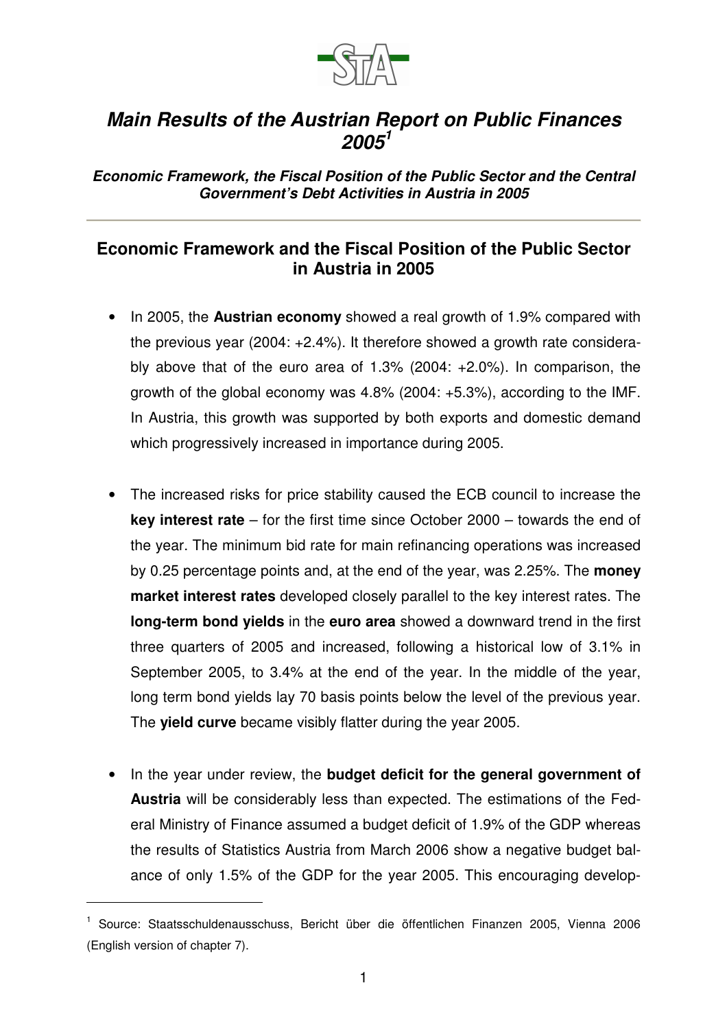# *Main Results of the Austrian Report on Public Finances 2005*[1]

***Economic Framework, the Fiscal Position of the Public Sector and the Central Government's Debt Activities in Austria in 2005***

## Economic Framework and the Fiscal Position of the Public Sector in Austria in 2005

- In 2005, the **Austrian economy** showed a real growth of 1.9% compared with the previous year (2004: +2.4%). It therefore showed a growth rate considerably above that of the euro area of 1.3% (2004: +2.0%). In comparison, the growth of the global economy was 4.8% (2004: +5.3%), according to the IMF. In Austria, this growth was supported by both exports and domestic demand which progressively increased in importance during 2005.

- The increased risks for price stability caused the ECB council to increase the **key interest rate** – for the first time since October 2000 – towards the end of the year. The minimum bid rate for main refinancing operations was increased by 0.25 percentage points and, at the end of the year, was 2.25%. The **money market interest rates** developed closely parallel to the key interest rates. The **long-term bond yields** in the **euro area** showed a downward trend in the first three quarters of 2005 and increased, following a historical low of 3.1% in September 2005, to 3.4% at the end of the year. In the middle of the year, long term bond yields lay 70 basis points below the level of the previous year. The **yield curve** became visibly flatter during the year 2005.

- In the year under review, the **budget deficit for the general government of Austria** will be considerably less than expected. The estimations of the Federal Ministry of Finance assumed a budget deficit of 1.9% of the GDP whereas the results of Statistics Austria from March 2006 show a negative budget balance of only 1.5% of the GDP for the year 2005. This encouraging develop-

[1] Source: Staatsschuldenausschuss, Bericht über die öffentlichen Finanzen 2005, Vienna 2006 (English version of chapter 7).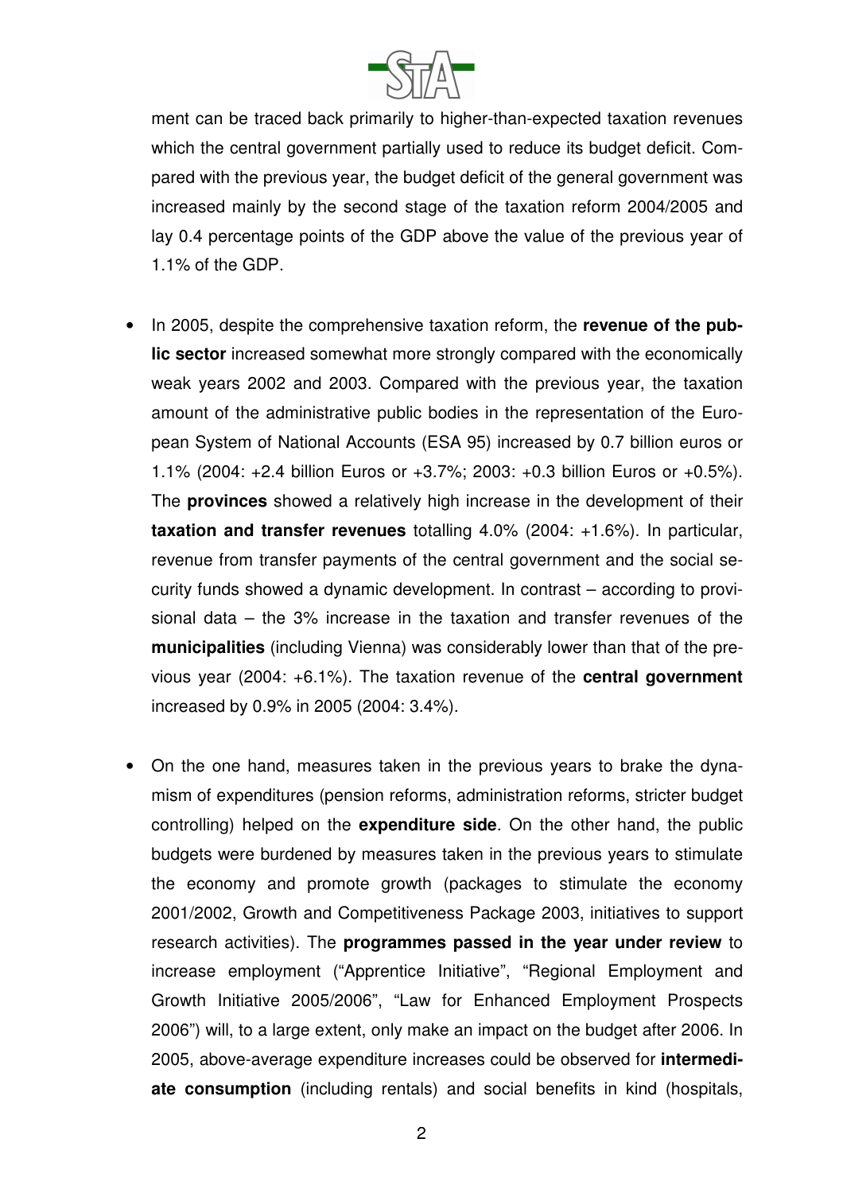ment can be traced back primarily to higher-than-expected taxation revenues which the central government partially used to reduce its budget deficit. Compared with the previous year, the budget deficit of the general government was increased mainly by the second stage of the taxation reform 2004/2005 and lay 0.4 percentage points of the GDP above the value of the previous year of 1.1% of the GDP.

- In 2005, despite the comprehensive taxation reform, the **revenue of the public sector** increased somewhat more strongly compared with the economically weak years 2002 and 2003. Compared with the previous year, the taxation amount of the administrative public bodies in the representation of the European System of National Accounts (ESA 95) increased by 0.7 billion euros or 1.1% (2004: +2.4 billion Euros or +3.7%; 2003: +0.3 billion Euros or +0.5%). The **provinces** showed a relatively high increase in the development of their **taxation and transfer revenues** totalling 4.0% (2004: +1.6%). In particular, revenue from transfer payments of the central government and the social security funds showed a dynamic development. In contrast – according to provisional data – the 3% increase in the taxation and transfer revenues of the **municipalities** (including Vienna) was considerably lower than that of the previous year (2004: +6.1%). The taxation revenue of the **central government** increased by 0.9% in 2005 (2004: 3.4%).

- On the one hand, measures taken in the previous years to brake the dynamism of expenditures (pension reforms, administration reforms, stricter budget controlling) helped on the **expenditure side**. On the other hand, the public budgets were burdened by measures taken in the previous years to stimulate the economy and promote growth (packages to stimulate the economy 2001/2002, Growth and Competitiveness Package 2003, initiatives to support research activities). The **programmes passed in the year under review** to increase employment ("Apprentice Initiative", "Regional Employment and Growth Initiative 2005/2006", "Law for Enhanced Employment Prospects 2006") will, to a large extent, only make an impact on the budget after 2006. In 2005, above-average expenditure increases could be observed for **intermediate consumption** (including rentals) and social benefits in kind (hospitals,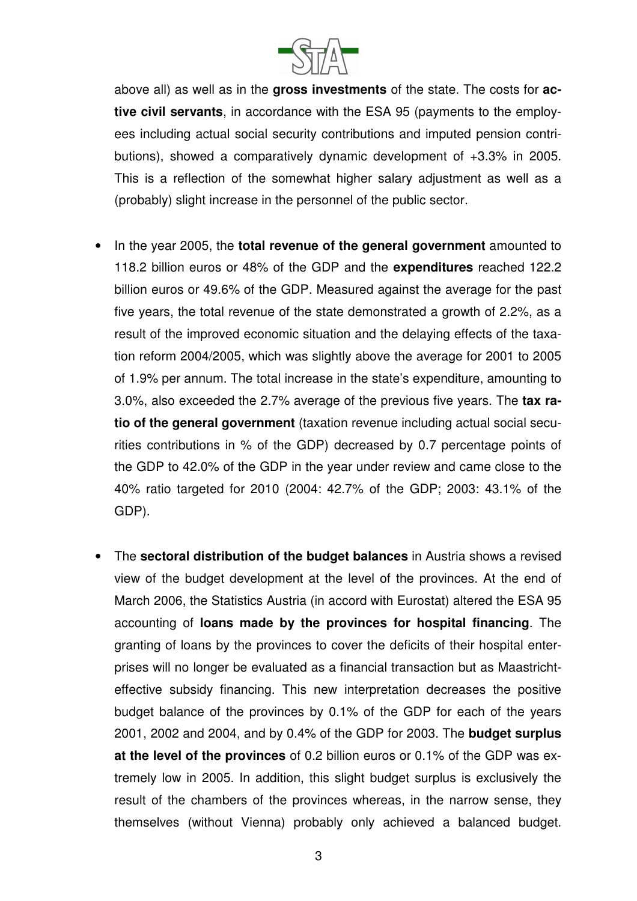above all) as well as in the **gross investments** of the state. The costs for **active civil servants**, in accordance with the ESA 95 (payments to the employees including actual social security contributions and imputed pension contributions), showed a comparatively dynamic development of +3.3% in 2005. This is a reflection of the somewhat higher salary adjustment as well as a (probably) slight increase in the personnel of the public sector.

- In the year 2005, the **total revenue of the general government** amounted to 118.2 billion euros or 48% of the GDP and the **expenditures** reached 122.2 billion euros or 49.6% of the GDP. Measured against the average for the past five years, the total revenue of the state demonstrated a growth of 2.2%, as a result of the improved economic situation and the delaying effects of the taxation reform 2004/2005, which was slightly above the average for 2001 to 2005 of 1.9% per annum. The total increase in the state's expenditure, amounting to 3.0%, also exceeded the 2.7% average of the previous five years. The **tax ratio of the general government** (taxation revenue including actual social securities contributions in % of the GDP) decreased by 0.7 percentage points of the GDP to 42.0% of the GDP in the year under review and came close to the 40% ratio targeted for 2010 (2004: 42.7% of the GDP; 2003: 43.1% of the GDP).

- The **sectoral distribution of the budget balances** in Austria shows a revised view of the budget development at the level of the provinces. At the end of March 2006, the Statistics Austria (in accord with Eurostat) altered the ESA 95 accounting of **loans made by the provinces for hospital financing**. The granting of loans by the provinces to cover the deficits of their hospital enterprises will no longer be evaluated as a financial transaction but as Maastricht-effective subsidy financing. This new interpretation decreases the positive budget balance of the provinces by 0.1% of the GDP for each of the years 2001, 2002 and 2004, and by 0.4% of the GDP for 2003. The **budget surplus at the level of the provinces** of 0.2 billion euros or 0.1% of the GDP was extremely low in 2005. In addition, this slight budget surplus is exclusively the result of the chambers of the provinces whereas, in the narrow sense, they themselves (without Vienna) probably only achieved a balanced budget.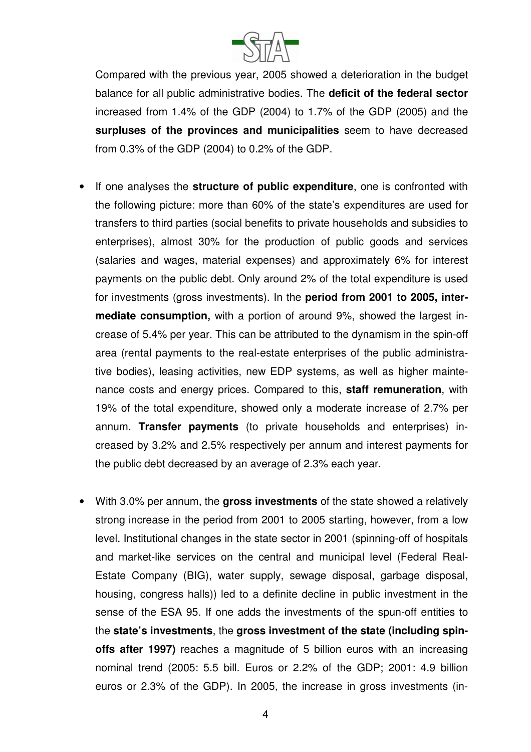Compared with the previous year, 2005 showed a deterioration in the budget balance for all public administrative bodies. The **deficit of the federal sector** increased from 1.4% of the GDP (2004) to 1.7% of the GDP (2005) and the **surpluses of the provinces and municipalities** seem to have decreased from 0.3% of the GDP (2004) to 0.2% of the GDP.

- If one analyses the **structure of public expenditure**, one is confronted with the following picture: more than 60% of the state's expenditures are used for transfers to third parties (social benefits to private households and subsidies to enterprises), almost 30% for the production of public goods and services (salaries and wages, material expenses) and approximately 6% for interest payments on the public debt. Only around 2% of the total expenditure is used for investments (gross investments). In the **period from 2001 to 2005, intermediate consumption,** with a portion of around 9%, showed the largest increase of 5.4% per year. This can be attributed to the dynamism in the spin-off area (rental payments to the real-estate enterprises of the public administrative bodies), leasing activities, new EDP systems, as well as higher maintenance costs and energy prices. Compared to this, **staff remuneration**, with 19% of the total expenditure, showed only a moderate increase of 2.7% per annum. **Transfer payments** (to private households and enterprises) increased by 3.2% and 2.5% respectively per annum and interest payments for the public debt decreased by an average of 2.3% each year.

- With 3.0% per annum, the **gross investments** of the state showed a relatively strong increase in the period from 2001 to 2005 starting, however, from a low level. Institutional changes in the state sector in 2001 (spinning-off of hospitals and market-like services on the central and municipal level (Federal Real-Estate Company (BIG), water supply, sewage disposal, garbage disposal, housing, congress halls)) led to a definite decline in public investment in the sense of the ESA 95. If one adds the investments of the spun-off entities to the **state's investments**, the **gross investment of the state (including spin-offs after 1997)** reaches a magnitude of 5 billion euros with an increasing nominal trend (2005: 5.5 bill. Euros or 2.2% of the GDP; 2001: 4.9 billion euros or 2.3% of the GDP). In 2005, the increase in gross investments (in-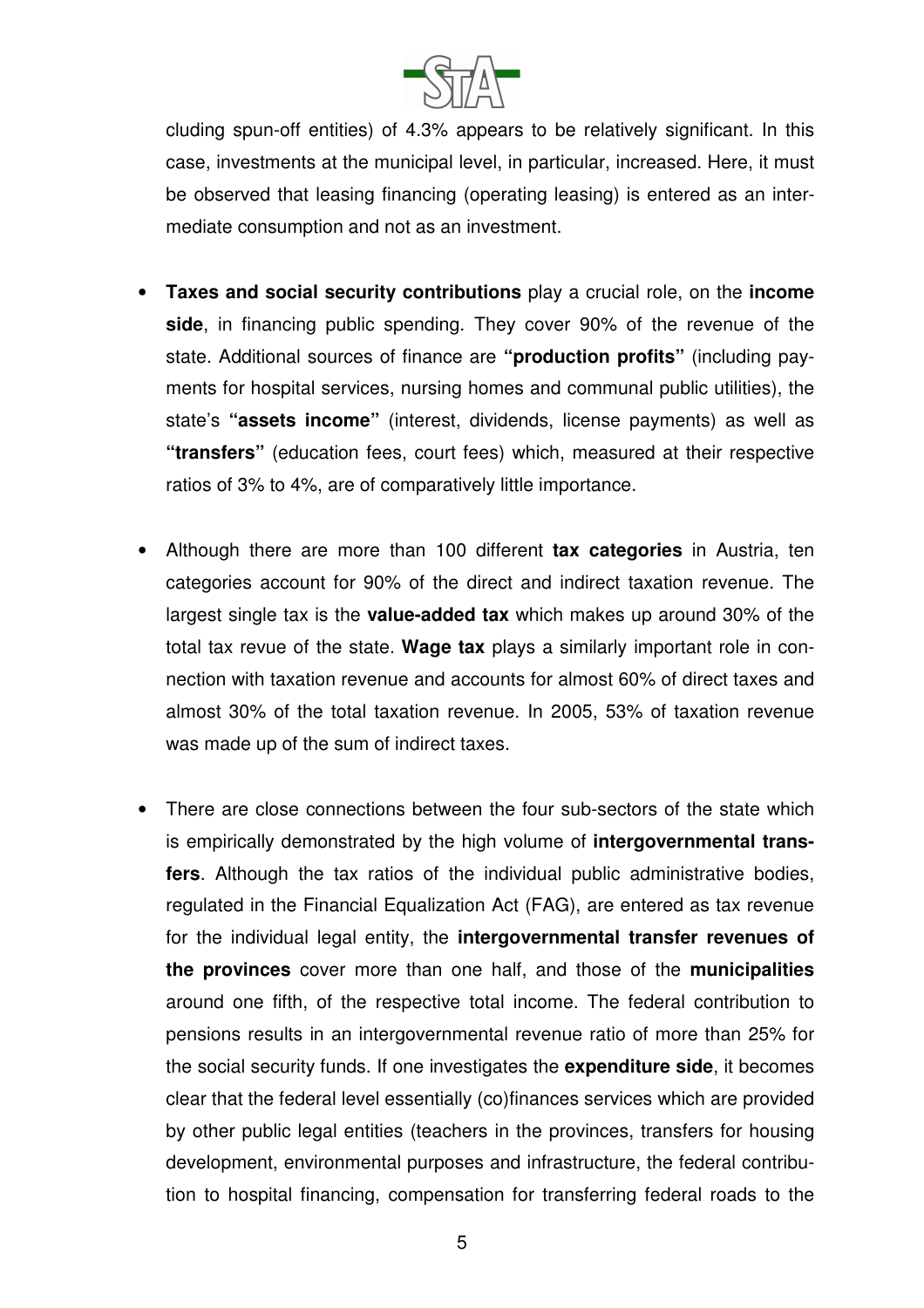cluding spun-off entities) of 4.3% appears to be relatively significant. In this case, investments at the municipal level, in particular, increased. Here, it must be observed that leasing financing (operating leasing) is entered as an intermediate consumption and not as an investment.

- **Taxes and social security contributions** play a crucial role, on the **income side**, in financing public spending. They cover 90% of the revenue of the state. Additional sources of finance are **"production profits"** (including payments for hospital services, nursing homes and communal public utilities), the state's **"assets income"** (interest, dividends, license payments) as well as **"transfers"** (education fees, court fees) which, measured at their respective ratios of 3% to 4%, are of comparatively little importance.

- Although there are more than 100 different **tax categories** in Austria, ten categories account for 90% of the direct and indirect taxation revenue. The largest single tax is the **value-added tax** which makes up around 30% of the total tax revue of the state. **Wage tax** plays a similarly important role in connection with taxation revenue and accounts for almost 60% of direct taxes and almost 30% of the total taxation revenue. In 2005, 53% of taxation revenue was made up of the sum of indirect taxes.

- There are close connections between the four sub-sectors of the state which is empirically demonstrated by the high volume of **intergovernmental transfers**. Although the tax ratios of the individual public administrative bodies, regulated in the Financial Equalization Act (FAG), are entered as tax revenue for the individual legal entity, the **intergovernmental transfer revenues of the provinces** cover more than one half, and those of the **municipalities** around one fifth, of the respective total income. The federal contribution to pensions results in an intergovernmental revenue ratio of more than 25% for the social security funds. If one investigates the **expenditure side**, it becomes clear that the federal level essentially (co)finances services which are provided by other public legal entities (teachers in the provinces, transfers for housing development, environmental purposes and infrastructure, the federal contribution to hospital financing, compensation for transferring federal roads to the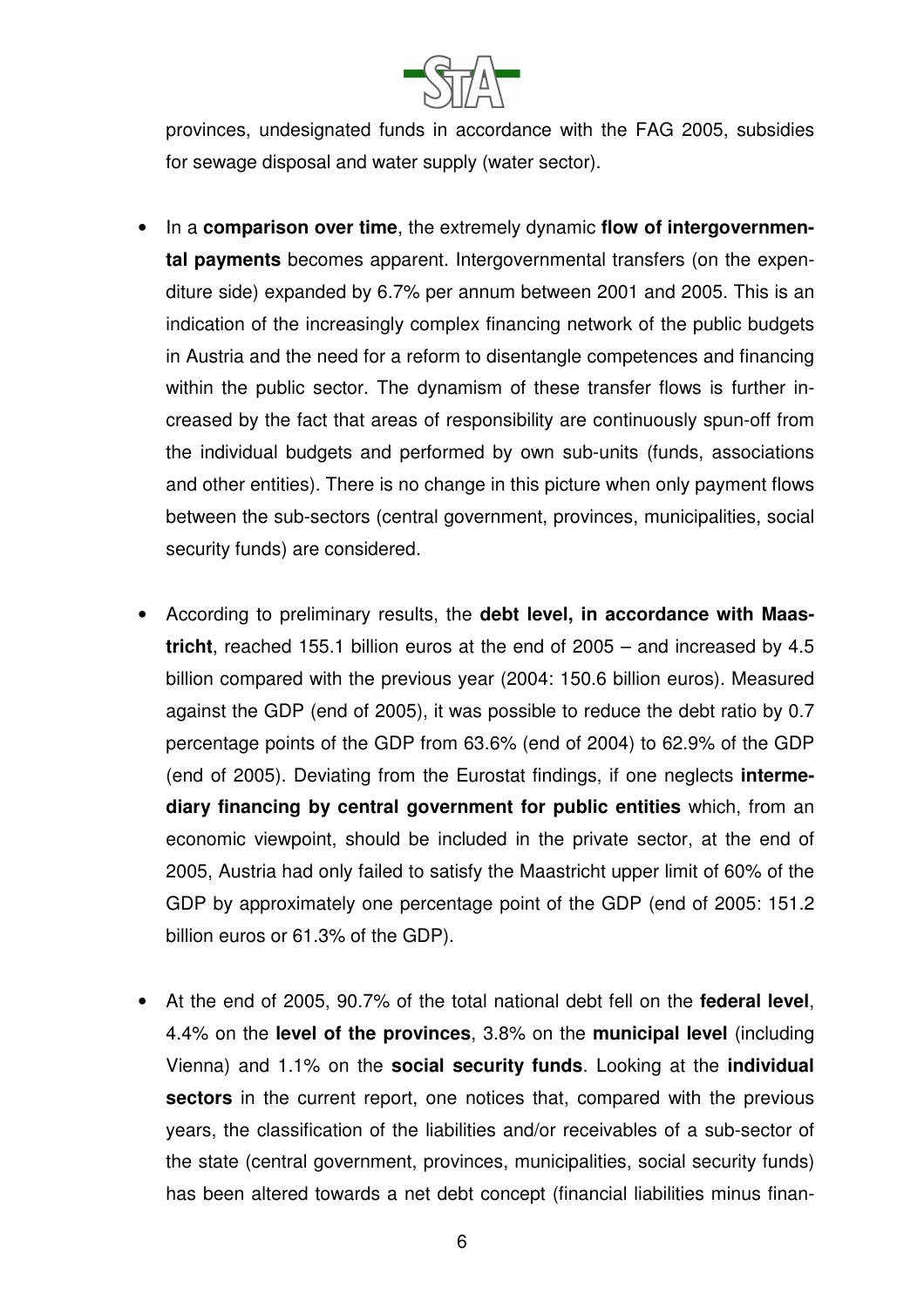provinces, undesignated funds in accordance with the FAG 2005, subsidies for sewage disposal and water supply (water sector).

- In a **comparison over time**, the extremely dynamic **flow of intergovernmental payments** becomes apparent. Intergovernmental transfers (on the expenditure side) expanded by 6.7% per annum between 2001 and 2005. This is an indication of the increasingly complex financing network of the public budgets in Austria and the need for a reform to disentangle competences and financing within the public sector. The dynamism of these transfer flows is further increased by the fact that areas of responsibility are continuously spun-off from the individual budgets and performed by own sub-units (funds, associations and other entities). There is no change in this picture when only payment flows between the sub-sectors (central government, provinces, municipalities, social security funds) are considered.

- According to preliminary results, the **debt level, in accordance with Maastricht**, reached 155.1 billion euros at the end of 2005 – and increased by 4.5 billion compared with the previous year (2004: 150.6 billion euros). Measured against the GDP (end of 2005), it was possible to reduce the debt ratio by 0.7 percentage points of the GDP from 63.6% (end of 2004) to 62.9% of the GDP (end of 2005). Deviating from the Eurostat findings, if one neglects **intermediary financing by central government for public entities** which, from an economic viewpoint, should be included in the private sector, at the end of 2005, Austria had only failed to satisfy the Maastricht upper limit of 60% of the GDP by approximately one percentage point of the GDP (end of 2005: 151.2 billion euros or 61.3% of the GDP).

- At the end of 2005, 90.7% of the total national debt fell on the **federal level**, 4.4% on the **level of the provinces**, 3.8% on the **municipal level** (including Vienna) and 1.1% on the **social security funds**. Looking at the **individual sectors** in the current report, one notices that, compared with the previous years, the classification of the liabilities and/or receivables of a sub-sector of the state (central government, provinces, municipalities, social security funds) has been altered towards a net debt concept (financial liabilities minus finan-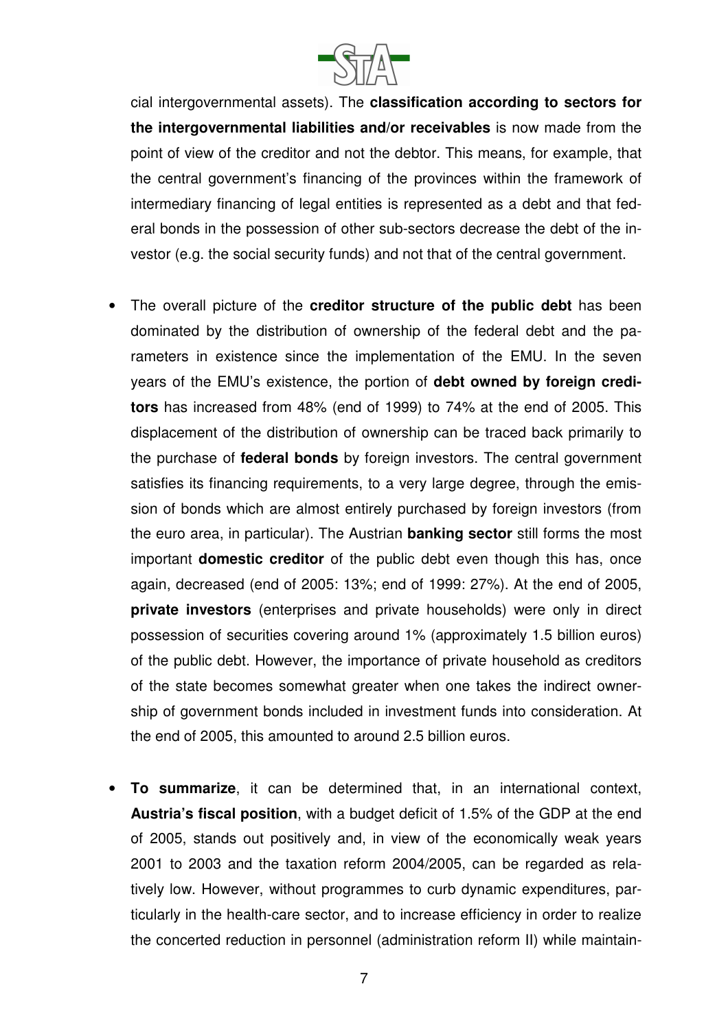cial intergovernmental assets). The **classification according to sectors for the intergovernmental liabilities and/or receivables** is now made from the point of view of the creditor and not the debtor. This means, for example, that the central government's financing of the provinces within the framework of intermediary financing of legal entities is represented as a debt and that federal bonds in the possession of other sub-sectors decrease the debt of the investor (e.g. the social security funds) and not that of the central government.

- The overall picture of the **creditor structure of the public debt** has been dominated by the distribution of ownership of the federal debt and the parameters in existence since the implementation of the EMU. In the seven years of the EMU's existence, the portion of **debt owned by foreign creditors** has increased from 48% (end of 1999) to 74% at the end of 2005. This displacement of the distribution of ownership can be traced back primarily to the purchase of **federal bonds** by foreign investors. The central government satisfies its financing requirements, to a very large degree, through the emission of bonds which are almost entirely purchased by foreign investors (from the euro area, in particular). The Austrian **banking sector** still forms the most important **domestic creditor** of the public debt even though this has, once again, decreased (end of 2005: 13%; end of 1999: 27%). At the end of 2005, **private investors** (enterprises and private households) were only in direct possession of securities covering around 1% (approximately 1.5 billion euros) of the public debt. However, the importance of private household as creditors of the state becomes somewhat greater when one takes the indirect ownership of government bonds included in investment funds into consideration. At the end of 2005, this amounted to around 2.5 billion euros.

- **To summarize**, it can be determined that, in an international context, **Austria's fiscal position**, with a budget deficit of 1.5% of the GDP at the end of 2005, stands out positively and, in view of the economically weak years 2001 to 2003 and the taxation reform 2004/2005, can be regarded as relatively low. However, without programmes to curb dynamic expenditures, particularly in the health-care sector, and to increase efficiency in order to realize the concerted reduction in personnel (administration reform II) while maintain-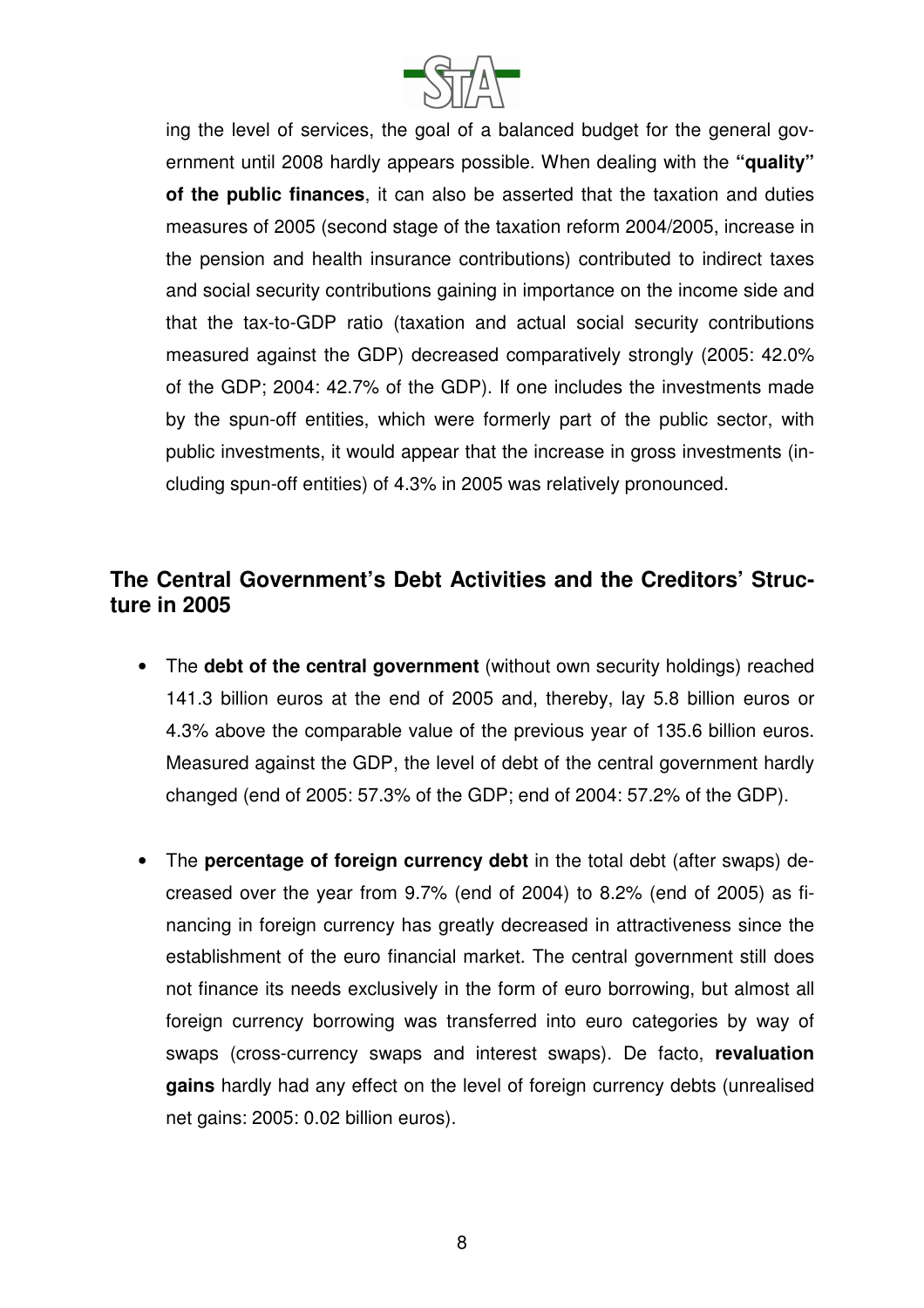ing the level of services, the goal of a balanced budget for the general government until 2008 hardly appears possible. When dealing with the **"quality" of the public finances**, it can also be asserted that the taxation and duties measures of 2005 (second stage of the taxation reform 2004/2005, increase in the pension and health insurance contributions) contributed to indirect taxes and social security contributions gaining in importance on the income side and that the tax-to-GDP ratio (taxation and actual social security contributions measured against the GDP) decreased comparatively strongly (2005: 42.0% of the GDP; 2004: 42.7% of the GDP). If one includes the investments made by the spun-off entities, which were formerly part of the public sector, with public investments, it would appear that the increase in gross investments (including spun-off entities) of 4.3% in 2005 was relatively pronounced.

## The Central Government's Debt Activities and the Creditors' Structure in 2005

- The **debt of the central government** (without own security holdings) reached 141.3 billion euros at the end of 2005 and, thereby, lay 5.8 billion euros or 4.3% above the comparable value of the previous year of 135.6 billion euros. Measured against the GDP, the level of debt of the central government hardly changed (end of 2005: 57.3% of the GDP; end of 2004: 57.2% of the GDP).

- The **percentage of foreign currency debt** in the total debt (after swaps) decreased over the year from 9.7% (end of 2004) to 8.2% (end of 2005) as financing in foreign currency has greatly decreased in attractiveness since the establishment of the euro financial market. The central government still does not finance its needs exclusively in the form of euro borrowing, but almost all foreign currency borrowing was transferred into euro categories by way of swaps (cross-currency swaps and interest swaps). De facto, **revaluation gains** hardly had any effect on the level of foreign currency debts (unrealised net gains: 2005: 0.02 billion euros).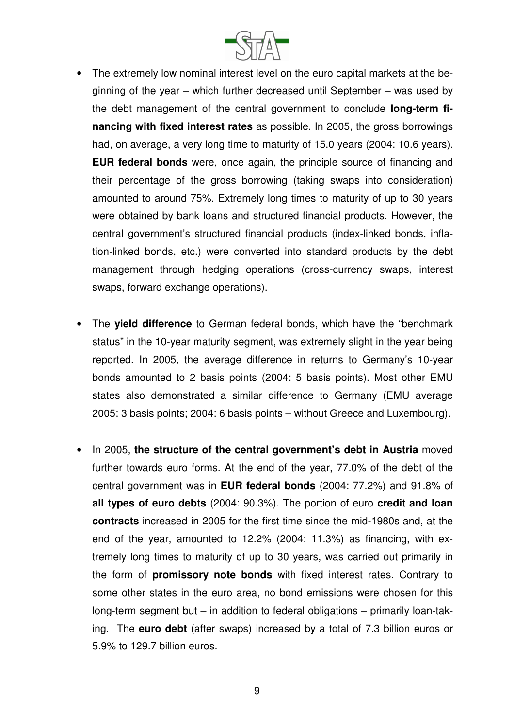- The extremely low nominal interest level on the euro capital markets at the beginning of the year – which further decreased until September – was used by the debt management of the central government to conclude **long-term financing with fixed interest rates** as possible. In 2005, the gross borrowings had, on average, a very long time to maturity of 15.0 years (2004: 10.6 years). **EUR federal bonds** were, once again, the principle source of financing and their percentage of the gross borrowing (taking swaps into consideration) amounted to around 75%. Extremely long times to maturity of up to 30 years were obtained by bank loans and structured financial products. However, the central government's structured financial products (index-linked bonds, inflation-linked bonds, etc.) were converted into standard products by the debt management through hedging operations (cross-currency swaps, interest swaps, forward exchange operations).

- The **yield difference** to German federal bonds, which have the "benchmark status" in the 10-year maturity segment, was extremely slight in the year being reported. In 2005, the average difference in returns to Germany's 10-year bonds amounted to 2 basis points (2004: 5 basis points). Most other EMU states also demonstrated a similar difference to Germany (EMU average 2005: 3 basis points; 2004: 6 basis points – without Greece and Luxembourg).

- In 2005, **the structure of the central government's debt in Austria** moved further towards euro forms. At the end of the year, 77.0% of the debt of the central government was in **EUR federal bonds** (2004: 77.2%) and 91.8% of **all types of euro debts** (2004: 90.3%). The portion of euro **credit and loan contracts** increased in 2005 for the first time since the mid-1980s and, at the end of the year, amounted to 12.2% (2004: 11.3%) as financing, with extremely long times to maturity of up to 30 years, was carried out primarily in the form of **promissory note bonds** with fixed interest rates. Contrary to some other states in the euro area, no bond emissions were chosen for this long-term segment but – in addition to federal obligations – primarily loan-taking. The **euro debt** (after swaps) increased by a total of 7.3 billion euros or 5.9% to 129.7 billion euros.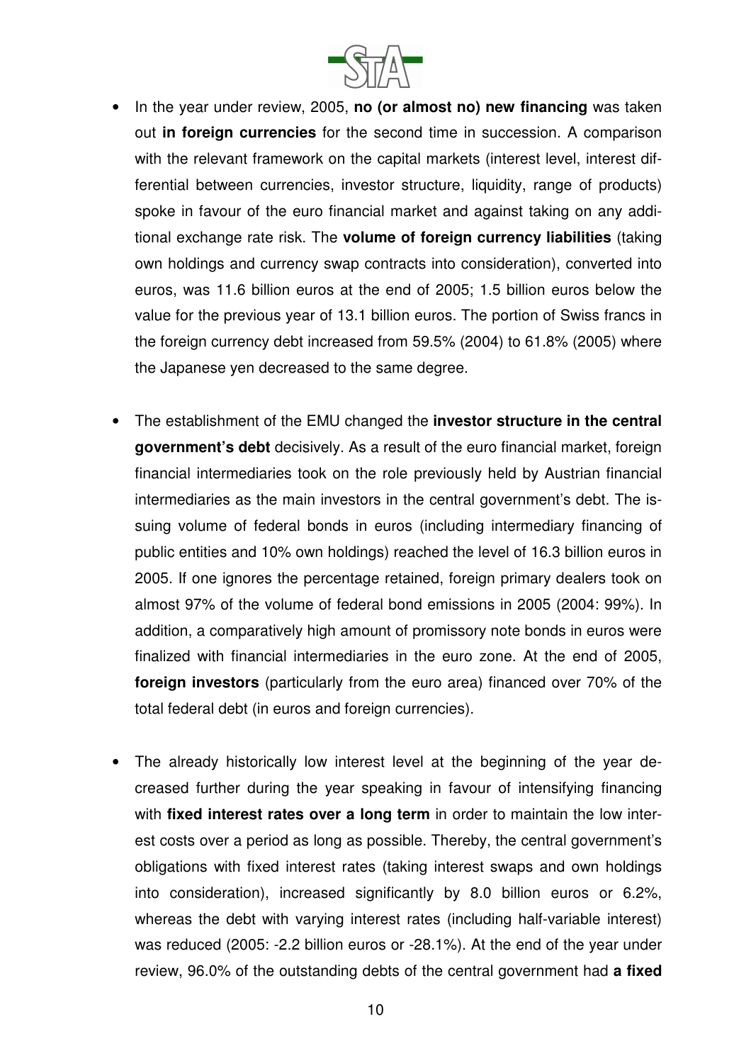- In the year under review, 2005, **no (or almost no) new financing** was taken out **in foreign currencies** for the second time in succession. A comparison with the relevant framework on the capital markets (interest level, interest differential between currencies, investor structure, liquidity, range of products) spoke in favour of the euro financial market and against taking on any additional exchange rate risk. The **volume of foreign currency liabilities** (taking own holdings and currency swap contracts into consideration), converted into euros, was 11.6 billion euros at the end of 2005; 1.5 billion euros below the value for the previous year of 13.1 billion euros. The portion of Swiss francs in the foreign currency debt increased from 59.5% (2004) to 61.8% (2005) where the Japanese yen decreased to the same degree.

- The establishment of the EMU changed the **investor structure in the central government's debt** decisively. As a result of the euro financial market, foreign financial intermediaries took on the role previously held by Austrian financial intermediaries as the main investors in the central government's debt. The issuing volume of federal bonds in euros (including intermediary financing of public entities and 10% own holdings) reached the level of 16.3 billion euros in 2005. If one ignores the percentage retained, foreign primary dealers took on almost 97% of the volume of federal bond emissions in 2005 (2004: 99%). In addition, a comparatively high amount of promissory note bonds in euros were finalized with financial intermediaries in the euro zone. At the end of 2005, **foreign investors** (particularly from the euro area) financed over 70% of the total federal debt (in euros and foreign currencies).

- The already historically low interest level at the beginning of the year decreased further during the year speaking in favour of intensifying financing with **fixed interest rates over a long term** in order to maintain the low interest costs over a period as long as possible. Thereby, the central government's obligations with fixed interest rates (taking interest swaps and own holdings into consideration), increased significantly by 8.0 billion euros or 6.2%, whereas the debt with varying interest rates (including half-variable interest) was reduced (2005: -2.2 billion euros or -28.1%). At the end of the year under review, 96.0% of the outstanding debts of the central government had **a fixed**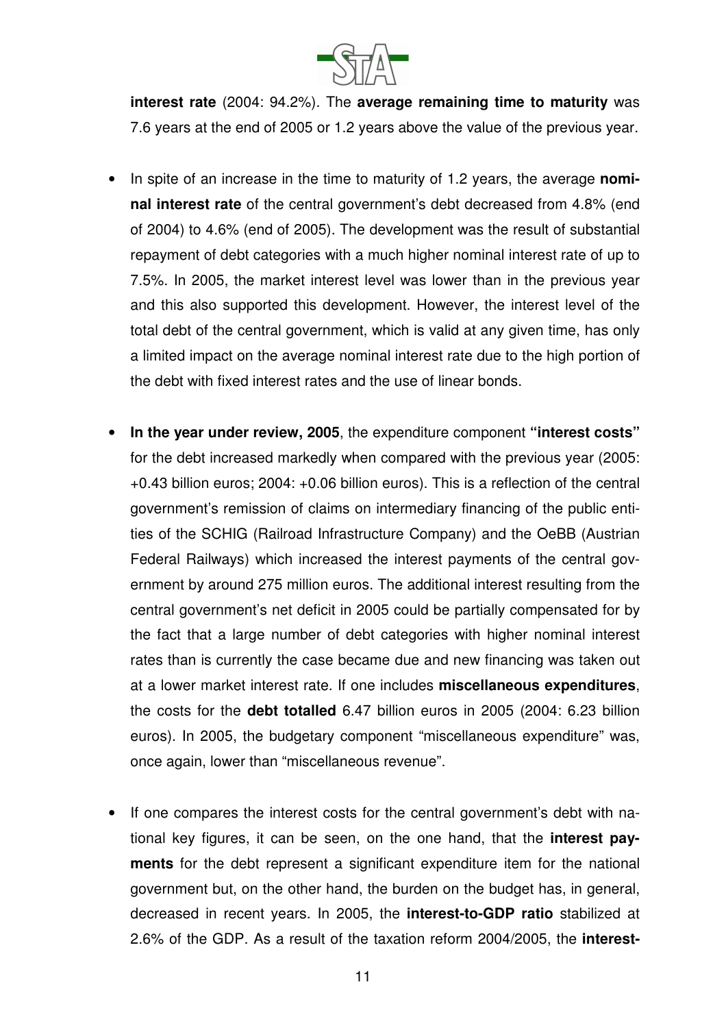**interest rate** (2004: 94.2%). The **average remaining time to maturity** was 7.6 years at the end of 2005 or 1.2 years above the value of the previous year.

- In spite of an increase in the time to maturity of 1.2 years, the average **nominal interest rate** of the central government's debt decreased from 4.8% (end of 2004) to 4.6% (end of 2005). The development was the result of substantial repayment of debt categories with a much higher nominal interest rate of up to 7.5%. In 2005, the market interest level was lower than in the previous year and this also supported this development. However, the interest level of the total debt of the central government, which is valid at any given time, has only a limited impact on the average nominal interest rate due to the high portion of the debt with fixed interest rates and the use of linear bonds.

- **In the year under review, 2005**, the expenditure component **"interest costs"** for the debt increased markedly when compared with the previous year (2005: +0.43 billion euros; 2004: +0.06 billion euros). This is a reflection of the central government's remission of claims on intermediary financing of the public entities of the SCHIG (Railroad Infrastructure Company) and the OeBB (Austrian Federal Railways) which increased the interest payments of the central government by around 275 million euros. The additional interest resulting from the central government's net deficit in 2005 could be partially compensated for by the fact that a large number of debt categories with higher nominal interest rates than is currently the case became due and new financing was taken out at a lower market interest rate. If one includes **miscellaneous expenditures**, the costs for the **debt totalled** 6.47 billion euros in 2005 (2004: 6.23 billion euros). In 2005, the budgetary component "miscellaneous expenditure" was, once again, lower than "miscellaneous revenue".

- If one compares the interest costs for the central government's debt with national key figures, it can be seen, on the one hand, that the **interest payments** for the debt represent a significant expenditure item for the national government but, on the other hand, the burden on the budget has, in general, decreased in recent years. In 2005, the **interest-to-GDP ratio** stabilized at 2.6% of the GDP. As a result of the taxation reform 2004/2005, the **interest-**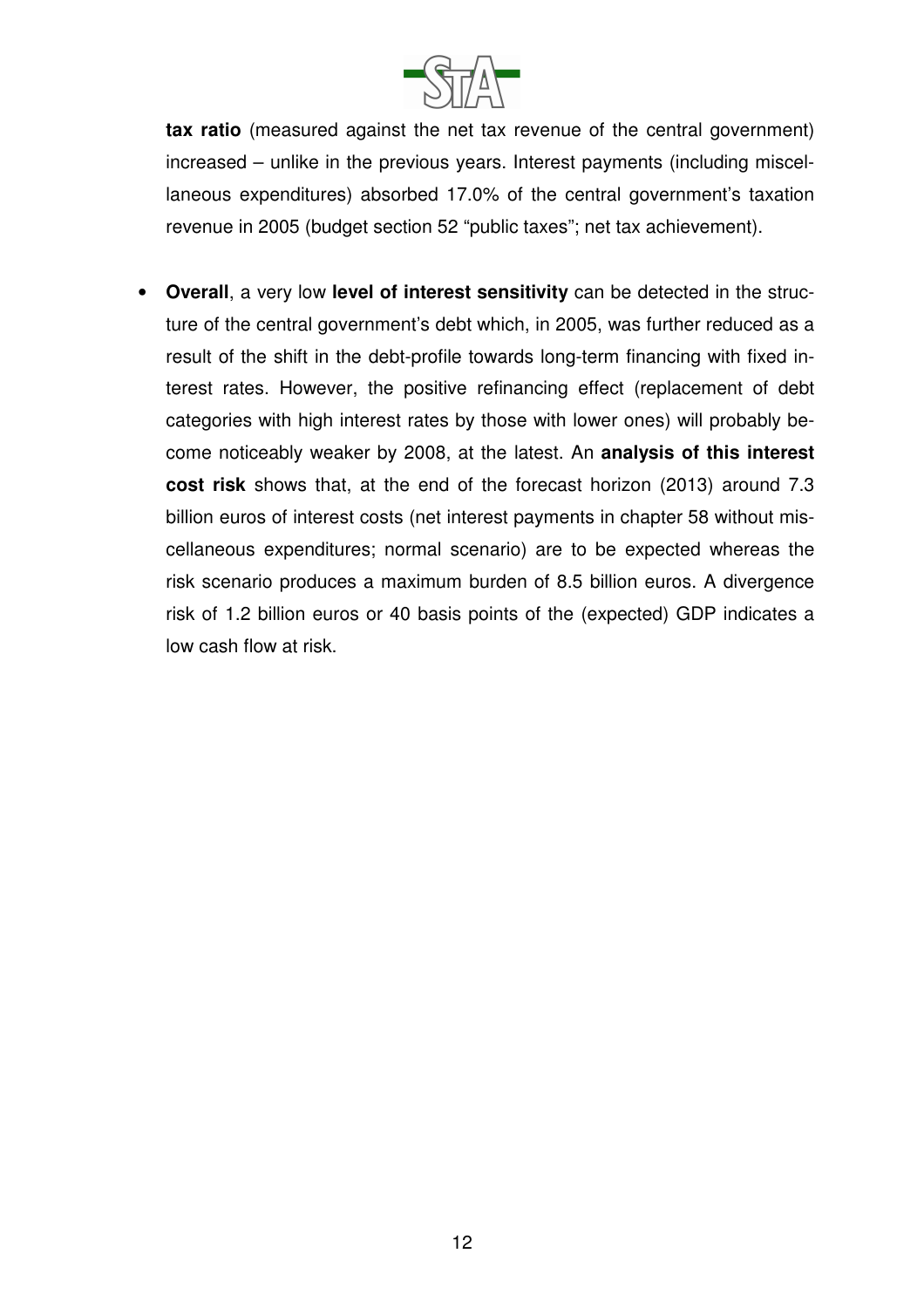**tax ratio** (measured against the net tax revenue of the central government) increased – unlike in the previous years. Interest payments (including miscellaneous expenditures) absorbed 17.0% of the central government's taxation revenue in 2005 (budget section 52 "public taxes"; net tax achievement).

- **Overall**, a very low **level of interest sensitivity** can be detected in the structure of the central government's debt which, in 2005, was further reduced as a result of the shift in the debt-profile towards long-term financing with fixed interest rates. However, the positive refinancing effect (replacement of debt categories with high interest rates by those with lower ones) will probably become noticeably weaker by 2008, at the latest. An **analysis of this interest cost risk** shows that, at the end of the forecast horizon (2013) around 7.3 billion euros of interest costs (net interest payments in chapter 58 without miscellaneous expenditures; normal scenario) are to be expected whereas the risk scenario produces a maximum burden of 8.5 billion euros. A divergence risk of 1.2 billion euros or 40 basis points of the (expected) GDP indicates a low cash flow at risk.